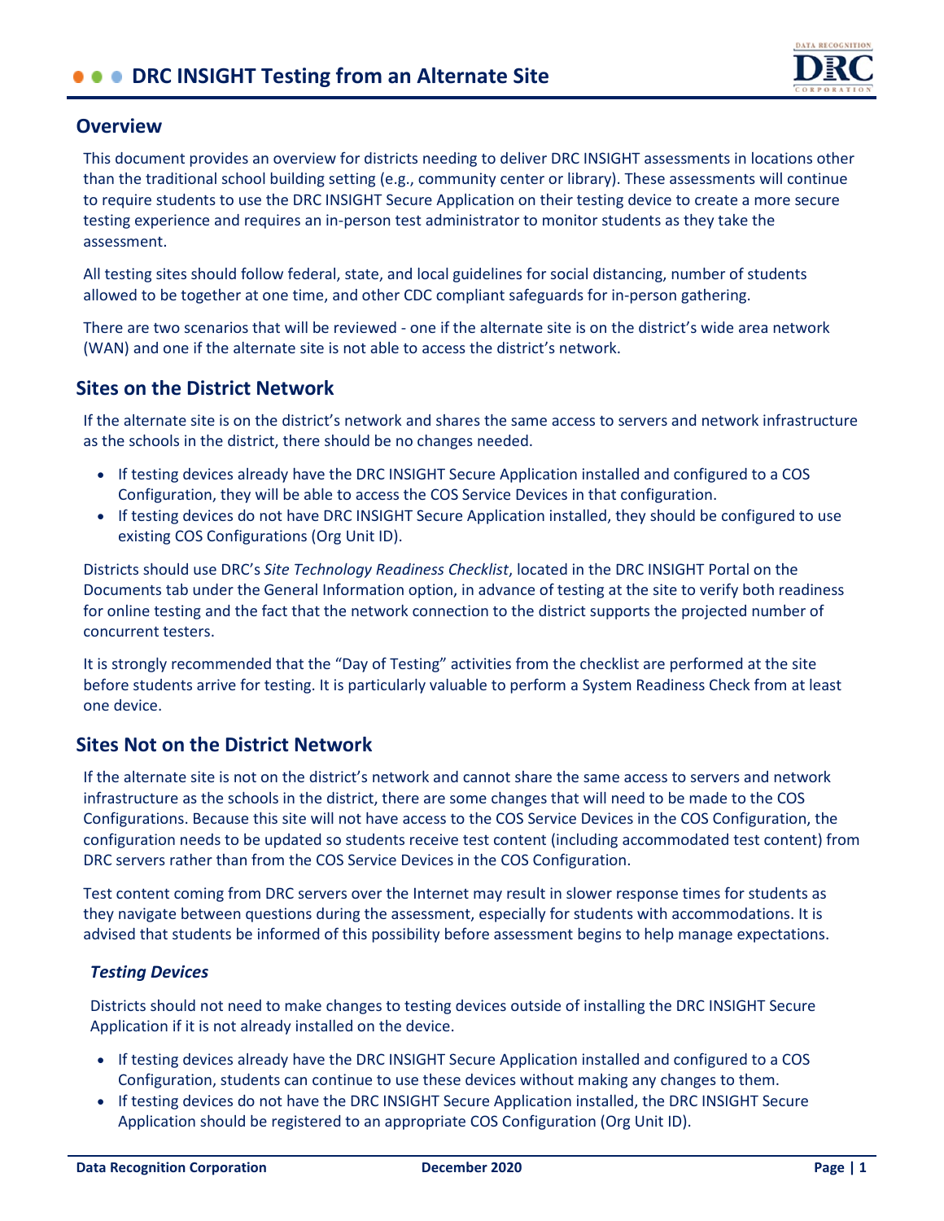# DRC INSIGHT Testing from an Alternate Site

## Overview

This document provides an overview for districts needing to deliver DRC INSIGHT assessments in locations other than the traditional school building setting (e.g., community center or library). These assessments will continue to require students to use the DRC INSIGHT Secure Application on their testing device to create a more secure testing experience and requires an in-person test administrator to monitor students as they take the assessment.

All testing sites should follow federal, state, and local guidelines for social distancing, number of students allowed to be together at one time, and other CDC compliant safeguards for in-person gathering.

There are two scenarios that will be reviewed - one if the alternate site is on the district's wide area network (WAN) and one if the alternate site is not able to access the district's network.

## Sites on the District Network

If the alternate site is on the district's network and shares the same access to servers and network infrastructure as the schools in the district, there should be no changes needed.

- If testing devices already have the DRC INSIGHT Secure Application installed and configured to a COS Configuration, they will be able to access the COS Service Devices in that configuration.
- If testing devices do not have DRC INSIGHT Secure Application installed, they should be configured to use existing COS Configurations (Org Unit ID).

Districts should use DRC's *Site Technology Readiness Checklist*, located in the DRC INSIGHT Portal on the Documents tab under the General Information option, in advance of testing at the site to verify both readiness for online testing and the fact that the network connection to the district supports the projected number of concurrent testers.

It is strongly recommended that the "Day of Testing" activities from the checklist are performed at the site before students arrive for testing. It is particularly valuable to perform a System Readiness Check from at least one device.

## Sites Not on the District Network

If the alternate site is not on the district's network and cannot share the same access to servers and network infrastructure as the schools in the district, there are some changes that will need to be made to the COS Configurations. Because this site will not have access to the COS Service Devices in the COS Configuration, the configuration needs to be updated so students receive test content (including accommodated test content) from DRC servers rather than from the COS Service Devices in the COS Configuration.

Test content coming from DRC servers over the Internet may result in slower response times for students as they navigate between questions during the assessment, especially for students with accommodations. It is advised that students be informed of this possibility before assessment begins to help manage expectations.

### *Testing Devices*

Districts should not need to make changes to testing devices outside of installing the DRC INSIGHT Secure Application if it is not already installed on the device.

- If testing devices already have the DRC INSIGHT Secure Application installed and configured to a COS Configuration, students can continue to use these devices without making any changes to them.
- If testing devices do not have the DRC INSIGHT Secure Application installed, the DRC INSIGHT Secure Application should be registered to an appropriate COS Configuration (Org Unit ID).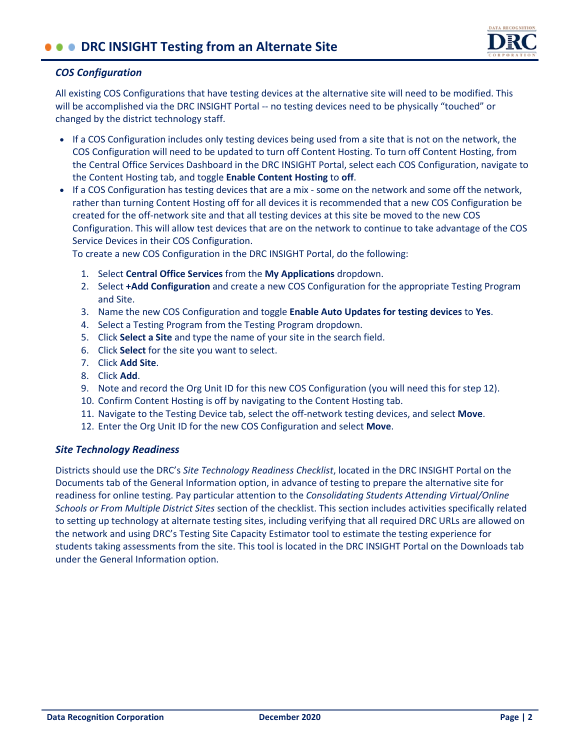### *COS Configuration*

All existing COS Configurations that have testing devices at the alternative site will need to be modified. This will be accomplished via the DRC INSIGHT Portal -- no testing devices need to be physically "touched" or changed by the district technology staff.

- If a COS Configuration includes only testing devices being used from a site that is not on the network, the COS Configuration will need to be updated to turn off Content Hosting. To turn off Content Hosting, from the Central Office Services Dashboard in the DRC INSIGHT Portal, select each COS Configuration, navigate to the Content Hosting tab, and toggle **Enable Content Hosting** to **off**.
- If a COS Configuration has testing devices that are a mix - some on the network and some off the network, rather than turning Content Hosting off for all devices it is recommended that a new COS Configuration be created for the off-network site and that all testing devices at this site be moved to the new COS Configuration. This will allow test devices that are on the network to continue to take advantage of the COS Service Devices in their COS Configuration.
  To create a new COS Configuration in the DRC INSIGHT Portal, do the following:
  1. Select **Central Office Services** from the **My Applications** dropdown.
  2. Select **+Add Configuration** and create a new COS Configuration for the appropriate Testing Program and Site.
  3. Name the new COS Configuration and toggle **Enable Auto Updates for testing devices** to **Yes**.
  4. Select a Testing Program from the Testing Program dropdown.
  5. Click **Select a Site** and type the name of your site in the search field.
  6. Click **Select** for the site you want to select.
  7. Click **Add Site**.
  8. Click **Add**.
  9. Note and record the Org Unit ID for this new COS Configuration (you will need this for step 12).
  10. Confirm Content Hosting is off by navigating to the Content Hosting tab.
  11. Navigate to the Testing Device tab, select the off-network testing devices, and select **Move**.
  12. Enter the Org Unit ID for the new COS Configuration and select **Move**.

### *Site Technology Readiness*

Districts should use the DRC's *Site Technology Readiness Checklist*, located in the DRC INSIGHT Portal on the Documents tab of the General Information option, in advance of testing to prepare the alternative site for readiness for online testing. Pay particular attention to the *Consolidating Students Attending Virtual/Online Schools or From Multiple District Sites* section of the checklist. This section includes activities specifically related to setting up technology at alternate testing sites, including verifying that all required DRC URLs are allowed on the network and using DRC's Testing Site Capacity Estimator tool to estimate the testing experience for students taking assessments from the site. This tool is located in the DRC INSIGHT Portal on the Downloads tab under the General Information option.